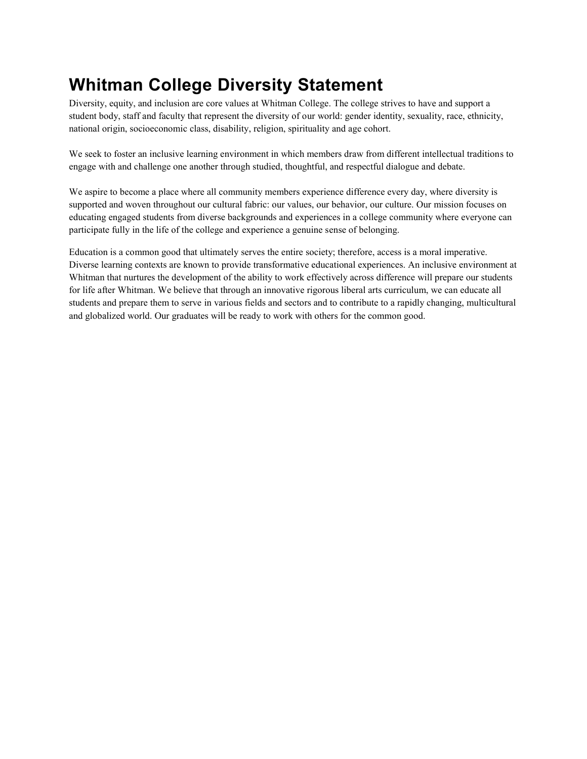# Whitman College Diversity Statement

Diversity, equity, and inclusion are core values at Whitman College. The college strives to have and support a student body, staff and faculty that represent the diversity of our world: gender identity, sexuality, race, ethnicity, national origin, socioeconomic class, disability, religion, spirituality and age cohort.

We seek to foster an inclusive learning environment in which members draw from different intellectual traditions to engage with and challenge one another through studied, thoughtful, and respectful dialogue and debate.

We aspire to become a place where all community members experience difference every day, where diversity is supported and woven throughout our cultural fabric: our values, our behavior, our culture. Our mission focuses on educating engaged students from diverse backgrounds and experiences in a college community where everyone can participate fully in the life of the college and experience a genuine sense of belonging.

Education is a common good that ultimately serves the entire society; therefore, access is a moral imperative. Diverse learning contexts are known to provide transformative educational experiences. An inclusive environment at Whitman that nurtures the development of the ability to work effectively across difference will prepare our students for life after Whitman. We believe that through an innovative rigorous liberal arts curriculum, we can educate all students and prepare them to serve in various fields and sectors and to contribute to a rapidly changing, multicultural and globalized world. Our graduates will be ready to work with others for the common good.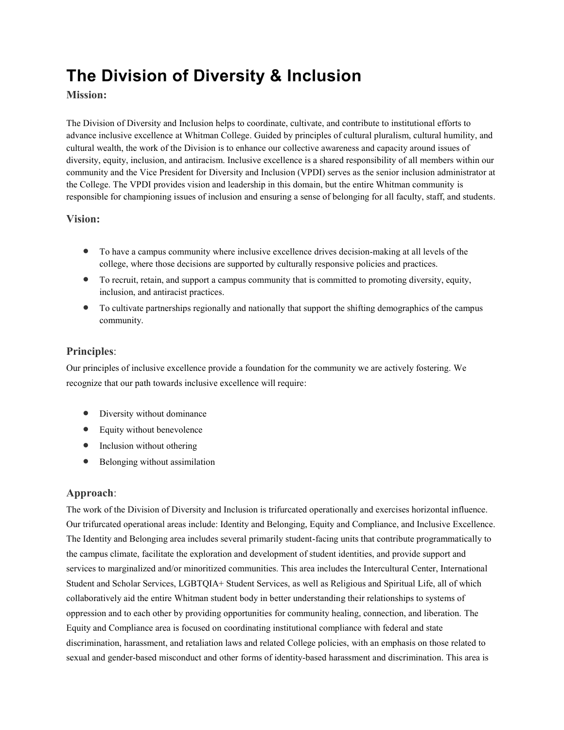# The Division of Diversity & Inclusion

### Mission:

The Division of Diversity and Inclusion helps to coordinate, cultivate, and contribute to institutional efforts to advance inclusive excellence at Whitman College. Guided by principles of cultural pluralism, cultural humility, and cultural wealth, the work of the Division is to enhance our collective awareness and capacity around issues of diversity, equity, inclusion, and antiracism. Inclusive excellence is a shared responsibility of all members within our community and the Vice President for Diversity and Inclusion (VPDI) serves as the senior inclusion administrator at the College. The VPDI provides vision and leadership in this domain, but the entire Whitman community is responsible for championing issues of inclusion and ensuring a sense of belonging for all faculty, staff, and students.

### Vision:

- To have a campus community where inclusive excellence drives decision-making at all levels of the college, where those decisions are supported by culturally responsive policies and practices.
- To recruit, retain, and support a campus community that is committed to promoting diversity, equity, inclusion, and antiracist practices.
- To cultivate partnerships regionally and nationally that support the shifting demographics of the campus community.

### Principles:

Our principles of inclusive excellence provide a foundation for the community we are actively fostering. We recognize that our path towards inclusive excellence will require:

- Diversity without dominance
- Equity without benevolence
- Inclusion without othering
- Belonging without assimilation

### Approach:

The work of the Division of Diversity and Inclusion is trifurcated operationally and exercises horizontal influence. Our trifurcated operational areas include: Identity and Belonging, Equity and Compliance, and Inclusive Excellence. The Identity and Belonging area includes several primarily student-facing units that contribute programmatically to the campus climate, facilitate the exploration and development of student identities, and provide support and services to marginalized and/or minoritized communities. This area includes the Intercultural Center, International Student and Scholar Services, LGBTQIA+ Student Services, as well as Religious and Spiritual Life, all of which collaboratively aid the entire Whitman student body in better understanding their relationships to systems of oppression and to each other by providing opportunities for community healing, connection, and liberation. The Equity and Compliance area is focused on coordinating institutional compliance with federal and state discrimination, harassment, and retaliation laws and related College policies, with an emphasis on those related to sexual and gender-based misconduct and other forms of identity-based harassment and discrimination. This area is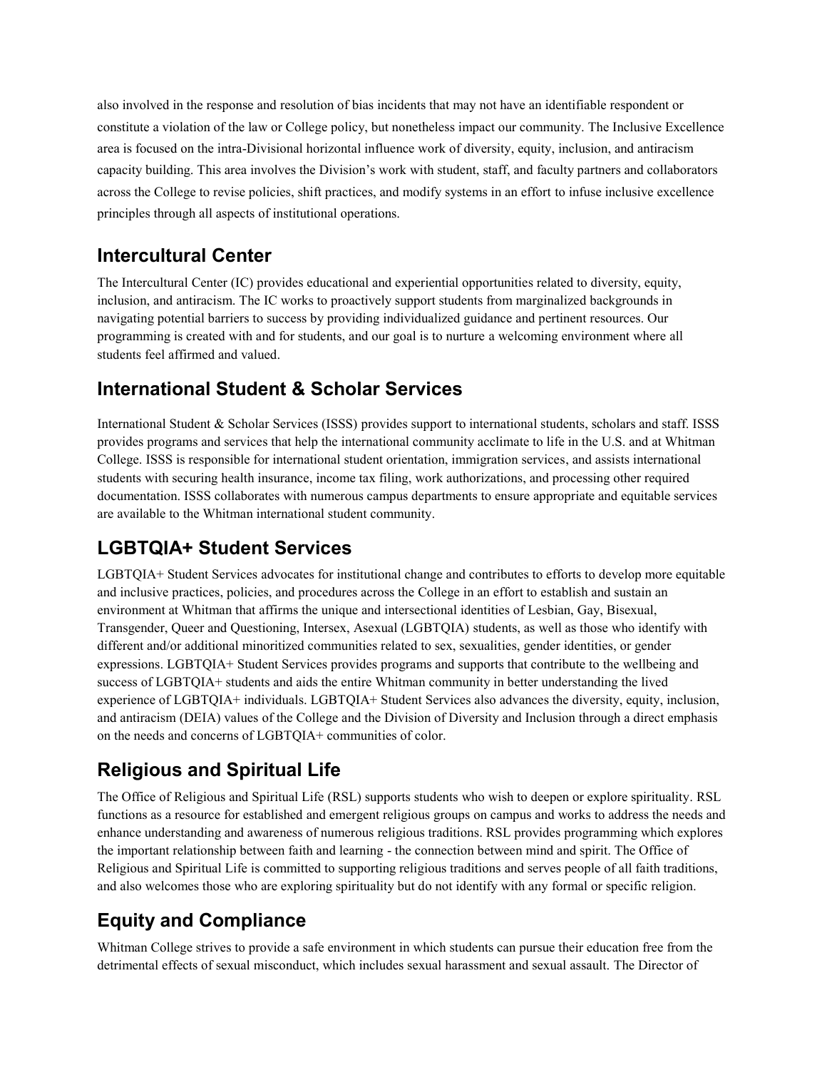also involved in the response and resolution of bias incidents that may not have an identifiable respondent or constitute a violation of the law or College policy, but nonetheless impact our community. The Inclusive Excellence area is focused on the intra-Divisional horizontal influence work of diversity, equity, inclusion, and antiracism capacity building. This area involves the Division's work with student, staff, and faculty partners and collaborators across the College to revise policies, shift practices, and modify systems in an effort to infuse inclusive excellence principles through all aspects of institutional operations.

## Intercultural Center

The Intercultural Center (IC) provides educational and experiential opportunities related to diversity, equity, inclusion, and antiracism. The IC works to proactively support students from marginalized backgrounds in navigating potential barriers to success by providing individualized guidance and pertinent resources. Our programming is created with and for students, and our goal is to nurture a welcoming environment where all students feel affirmed and valued.

## International Student & Scholar Services

International Student & Scholar Services (ISSS) provides support to international students, scholars and staff. ISSS provides programs and services that help the international community acclimate to life in the U.S. and at Whitman College. ISSS is responsible for international student orientation, immigration services, and assists international students with securing health insurance, income tax filing, work authorizations, and processing other required documentation. ISSS collaborates with numerous campus departments to ensure appropriate and equitable services are available to the Whitman international student community.

## LGBTQIA+ Student Services

LGBTQIA+ Student Services advocates for institutional change and contributes to efforts to develop more equitable and inclusive practices, policies, and procedures across the College in an effort to establish and sustain an environment at Whitman that affirms the unique and intersectional identities of Lesbian, Gay, Bisexual, Transgender, Queer and Questioning, Intersex, Asexual (LGBTQIA) students, as well as those who identify with different and/or additional minoritized communities related to sex, sexualities, gender identities, or gender expressions. LGBTQIA+ Student Services provides programs and supports that contribute to the wellbeing and success of LGBTQIA+ students and aids the entire Whitman community in better understanding the lived experience of LGBTQIA+ individuals. LGBTQIA+ Student Services also advances the diversity, equity, inclusion, and antiracism (DEIA) values of the College and the Division of Diversity and Inclusion through a direct emphasis on the needs and concerns of LGBTQIA+ communities of color.

## Religious and Spiritual Life

The Office of Religious and Spiritual Life (RSL) supports students who wish to deepen or explore spirituality. RSL functions as a resource for established and emergent religious groups on campus and works to address the needs and enhance understanding and awareness of numerous religious traditions. RSL provides programming which explores the important relationship between faith and learning - the connection between mind and spirit. The Office of Religious and Spiritual Life is committed to supporting religious traditions and serves people of all faith traditions, and also welcomes those who are exploring spirituality but do not identify with any formal or specific religion.

## Equity and Compliance

Whitman College strives to provide a safe environment in which students can pursue their education free from the detrimental effects of sexual misconduct, which includes sexual harassment and sexual assault. The Director of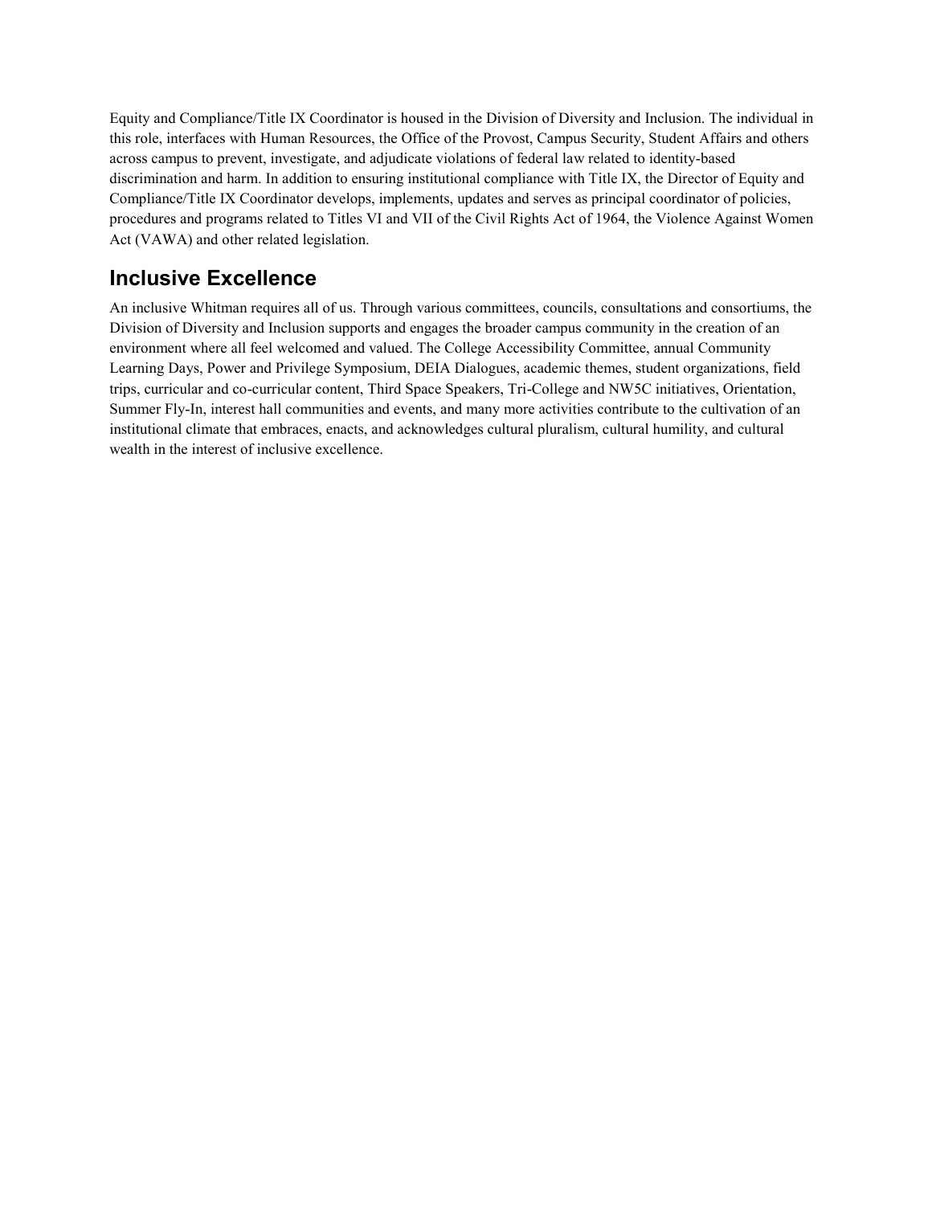Equity and Compliance/Title IX Coordinator is housed in the Division of Diversity and Inclusion. The individual in this role, interfaces with Human Resources, the Office of the Provost, Campus Security, Student Affairs and others across campus to prevent, investigate, and adjudicate violations of federal law related to identity-based discrimination and harm. In addition to ensuring institutional compliance with Title IX, the Director of Equity and Compliance/Title IX Coordinator develops, implements, updates and serves as principal coordinator of policies, procedures and programs related to Titles VI and VII of the Civil Rights Act of 1964, the Violence Against Women Act (VAWA) and other related legislation.

## Inclusive Excellence

An inclusive Whitman requires all of us. Through various committees, councils, consultations and consortiums, the Division of Diversity and Inclusion supports and engages the broader campus community in the creation of an environment where all feel welcomed and valued. The College Accessibility Committee, annual Community Learning Days, Power and Privilege Symposium, DEIA Dialogues, academic themes, student organizations, field trips, curricular and co-curricular content, Third Space Speakers, Tri-College and NW5C initiatives, Orientation, Summer Fly-In, interest hall communities and events, and many more activities contribute to the cultivation of an institutional climate that embraces, enacts, and acknowledges cultural pluralism, cultural humility, and cultural wealth in the interest of inclusive excellence.